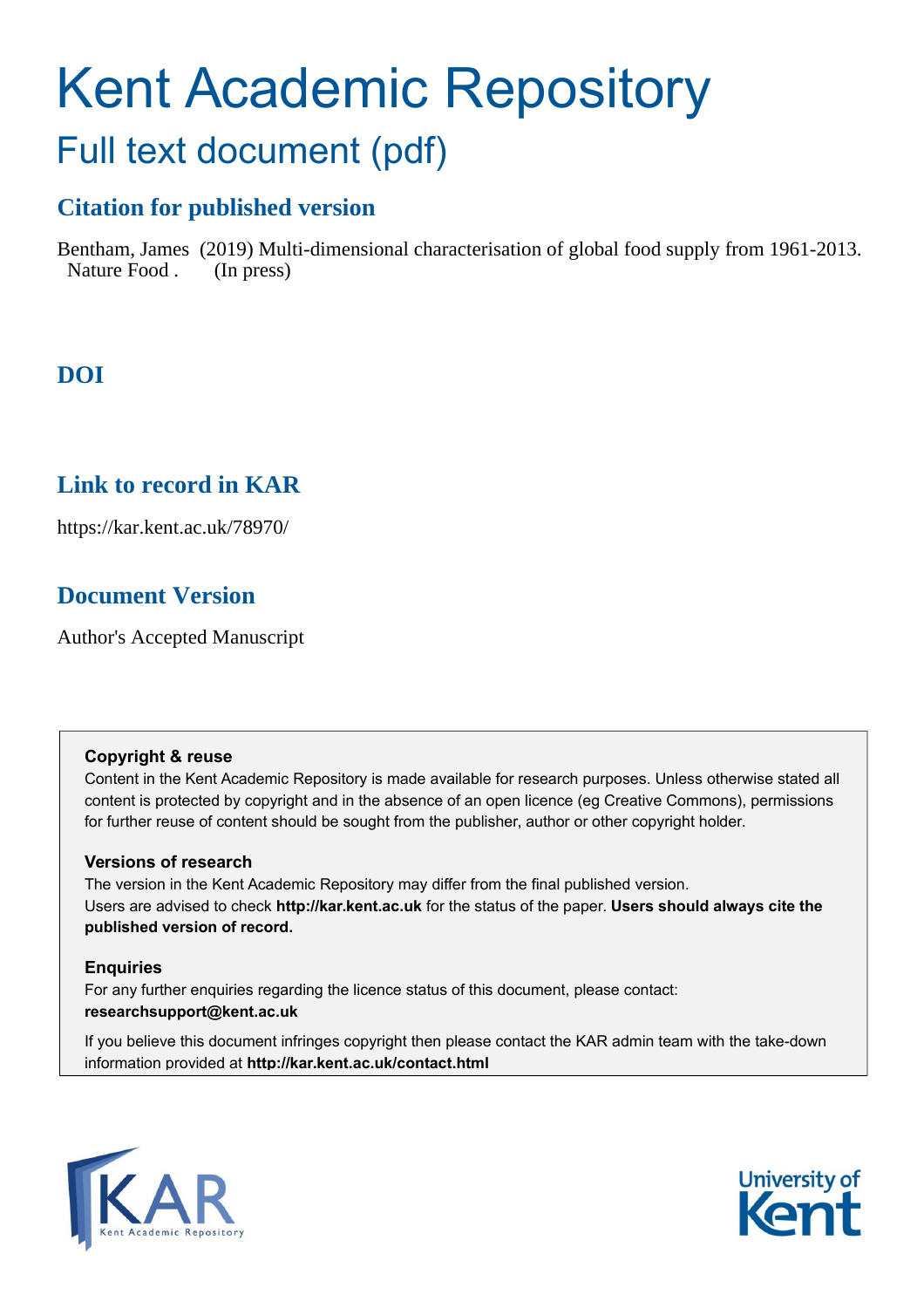# Kent Academic Repository

## Full text document (pdf)

### Citation for published version

Bentham, James (2019) Multi-dimensional characterisation of global food supply from 1961-2013. Nature Food . (In press)

### DOI

### Link to record in KAR

https://kar.kent.ac.uk/78970/

### Document Version

Author's Accepted Manuscript

**Copyright & reuse**

Content in the Kent Academic Repository is made available for research purposes. Unless otherwise stated all content is protected by copyright and in the absence of an open licence (eg Creative Commons), permissions for further reuse of content should be sought from the publisher, author or other copyright holder.

**Versions of research**

The version in the Kent Academic Repository may differ from the final published version.
Users are advised to check **http://kar.kent.ac.uk** for the status of the paper. **Users should always cite the published version of record.**

**Enquiries**

For any further enquiries regarding the licence status of this document, please contact:
**researchsupport@kent.ac.uk**

If you believe this document infringes copyright then please contact the KAR admin team with the take-down information provided at **http://kar.kent.ac.uk/contact.html**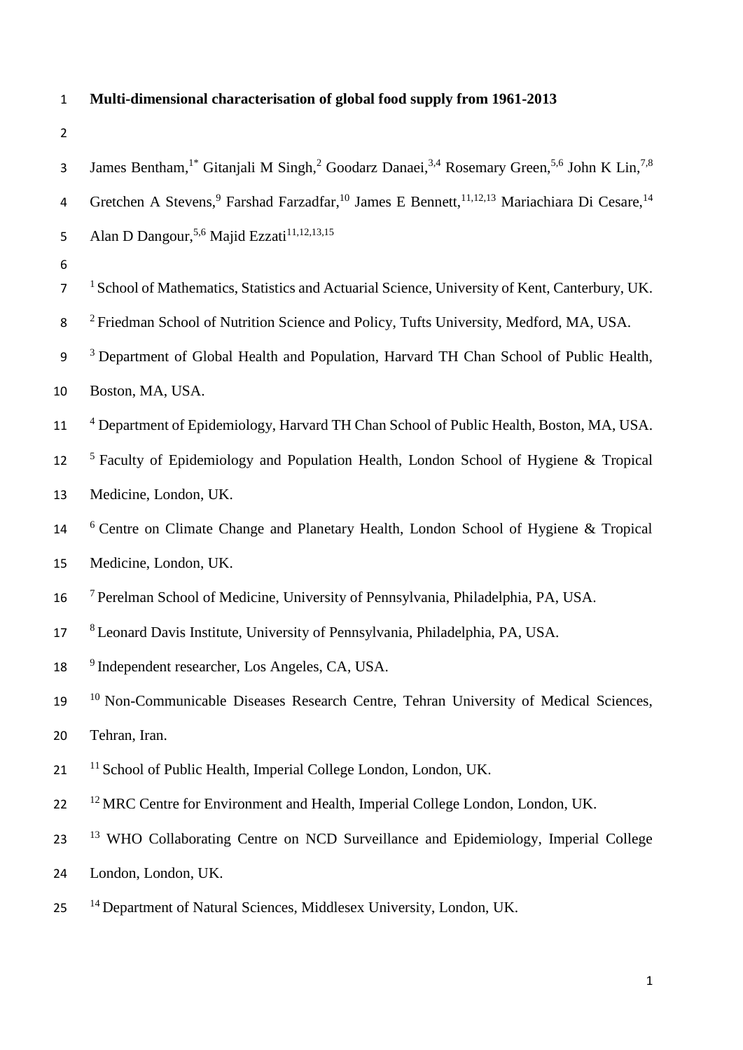# Multi-dimensional characterisation of global food supply from 1961-2013

James Bentham,[1*] Gitanjali M Singh,[2] Goodarz Danaei,[3,4] Rosemary Green,[5,6] John K Lin,[7,8] Gretchen A Stevens,[9] Farshad Farzadfar,[10] James E Bennett,[11,12,13] Mariachiara Di Cesare,[14] Alan D Dangour,[5,6] Majid Ezzati[11,12,13,15]

[1] School of Mathematics, Statistics and Actuarial Science, University of Kent, Canterbury, UK.

[2] Friedman School of Nutrition Science and Policy, Tufts University, Medford, MA, USA.

[3] Department of Global Health and Population, Harvard TH Chan School of Public Health, Boston, MA, USA.

[4] Department of Epidemiology, Harvard TH Chan School of Public Health, Boston, MA, USA.

[5] Faculty of Epidemiology and Population Health, London School of Hygiene & Tropical Medicine, London, UK.

[6] Centre on Climate Change and Planetary Health, London School of Hygiene & Tropical Medicine, London, UK.

[7] Perelman School of Medicine, University of Pennsylvania, Philadelphia, PA, USA.

[8] Leonard Davis Institute, University of Pennsylvania, Philadelphia, PA, USA.

[9] Independent researcher, Los Angeles, CA, USA.

[10] Non-Communicable Diseases Research Centre, Tehran University of Medical Sciences, Tehran, Iran.

[11] School of Public Health, Imperial College London, London, UK.

[12] MRC Centre for Environment and Health, Imperial College London, London, UK.

[13] WHO Collaborating Centre on NCD Surveillance and Epidemiology, Imperial College London, London, UK.

[14] Department of Natural Sciences, Middlesex University, London, UK.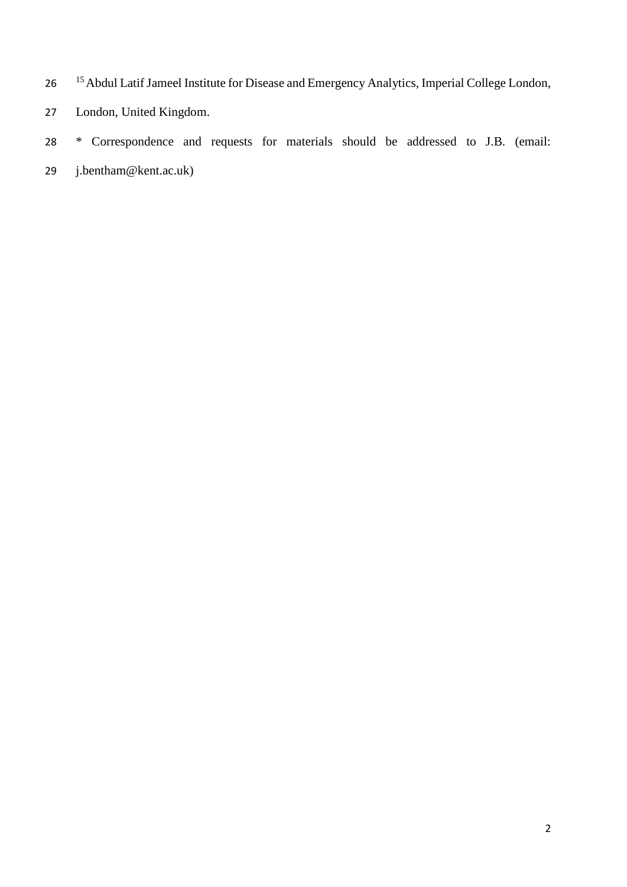[15] Abdul Latif Jameel Institute for Disease and Emergency Analytics, Imperial College London, London, United Kingdom.

* Correspondence and requests for materials should be addressed to J.B. (email: j.bentham@kent.ac.uk)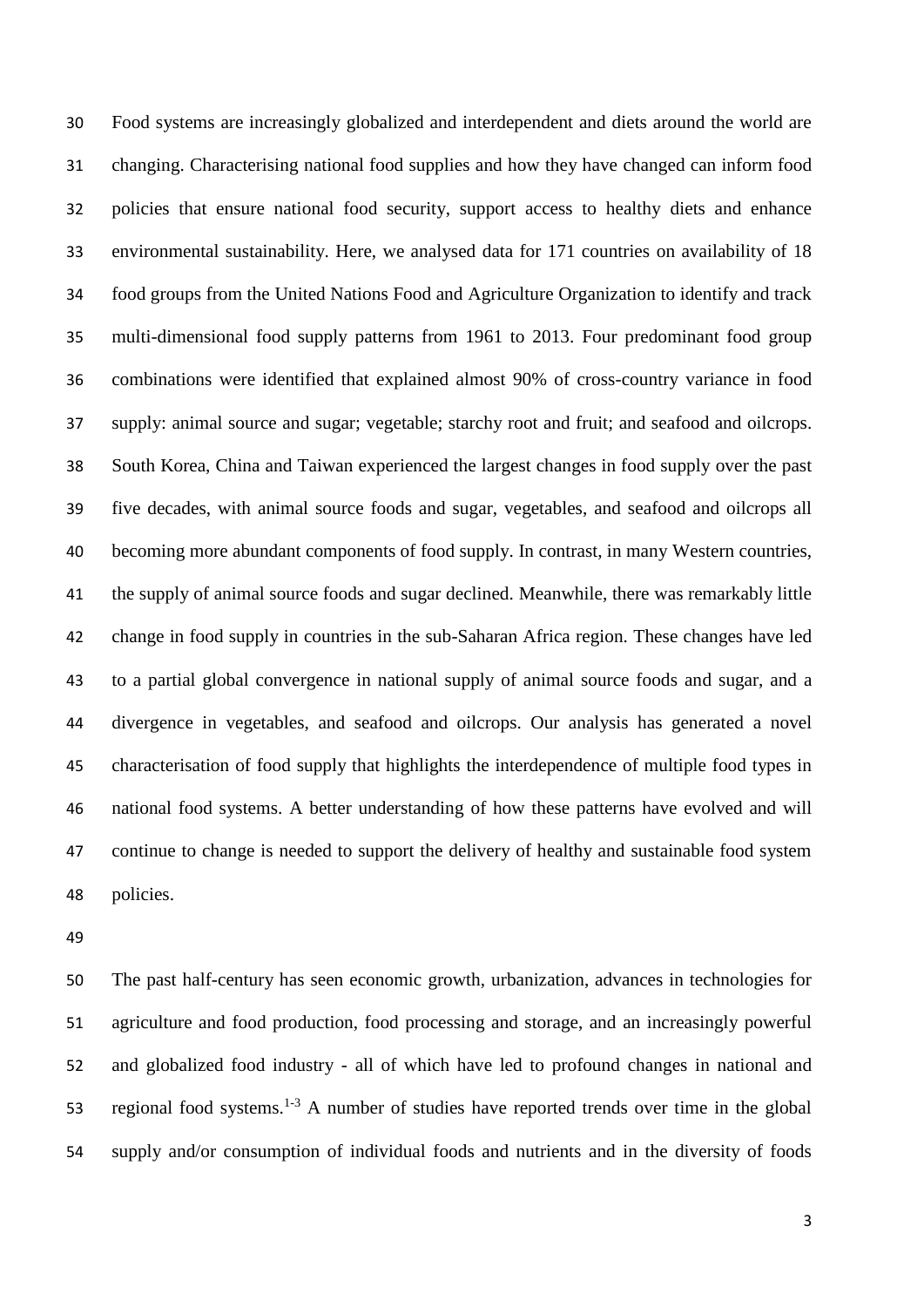Food systems are increasingly globalized and interdependent and diets around the world are changing. Characterising national food supplies and how they have changed can inform food policies that ensure national food security, support access to healthy diets and enhance environmental sustainability. Here, we analysed data for 171 countries on availability of 18 food groups from the United Nations Food and Agriculture Organization to identify and track multi-dimensional food supply patterns from 1961 to 2013. Four predominant food group combinations were identified that explained almost 90% of cross-country variance in food supply: animal source and sugar; vegetable; starchy root and fruit; and seafood and oilcrops. South Korea, China and Taiwan experienced the largest changes in food supply over the past five decades, with animal source foods and sugar, vegetables, and seafood and oilcrops all becoming more abundant components of food supply. In contrast, in many Western countries, the supply of animal source foods and sugar declined. Meanwhile, there was remarkably little change in food supply in countries in the sub-Saharan Africa region. These changes have led to a partial global convergence in national supply of animal source foods and sugar, and a divergence in vegetables, and seafood and oilcrops. Our analysis has generated a novel characterisation of food supply that highlights the interdependence of multiple food types in national food systems. A better understanding of how these patterns have evolved and will continue to change is needed to support the delivery of healthy and sustainable food system policies.

The past half-century has seen economic growth, urbanization, advances in technologies for agriculture and food production, food processing and storage, and an increasingly powerful and globalized food industry - all of which have led to profound changes in national and regional food systems.[1-3] A number of studies have reported trends over time in the global supply and/or consumption of individual foods and nutrients and in the diversity of foods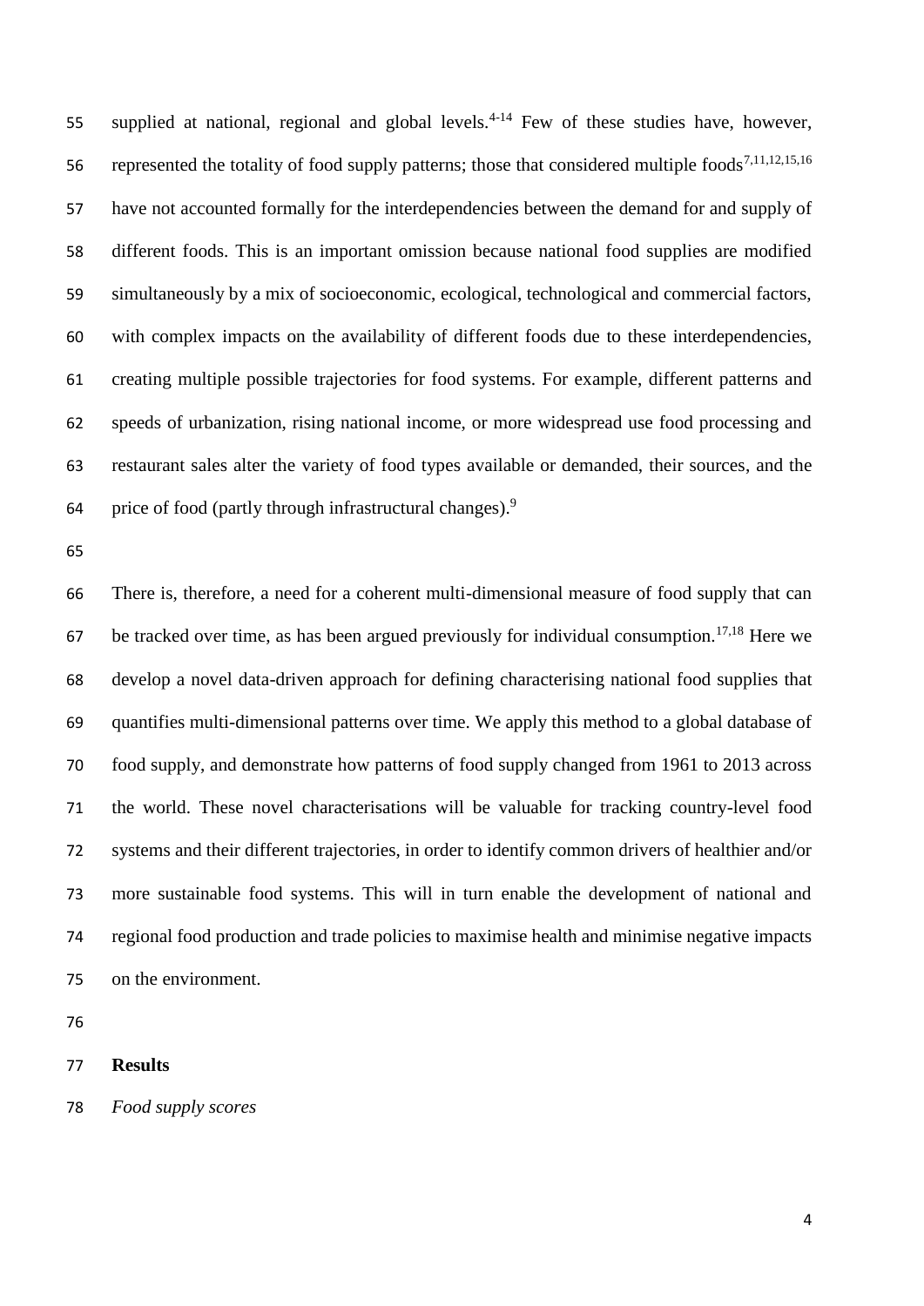supplied at national, regional and global levels.[4-14] Few of these studies have, however, represented the totality of food supply patterns; those that considered multiple foods[7,11,12,15,16] have not accounted formally for the interdependencies between the demand for and supply of different foods. This is an important omission because national food supplies are modified simultaneously by a mix of socioeconomic, ecological, technological and commercial factors, with complex impacts on the availability of different foods due to these interdependencies, creating multiple possible trajectories for food systems. For example, different patterns and speeds of urbanization, rising national income, or more widespread use food processing and restaurant sales alter the variety of food types available or demanded, their sources, and the price of food (partly through infrastructural changes).[9]

There is, therefore, a need for a coherent multi-dimensional measure of food supply that can be tracked over time, as has been argued previously for individual consumption.[17,18] Here we develop a novel data-driven approach for defining characterising national food supplies that quantifies multi-dimensional patterns over time. We apply this method to a global database of food supply, and demonstrate how patterns of food supply changed from 1961 to 2013 across the world. These novel characterisations will be valuable for tracking country-level food systems and their different trajectories, in order to identify common drivers of healthier and/or more sustainable food systems. This will in turn enable the development of national and regional food production and trade policies to maximise health and minimise negative impacts on the environment.

## Results

*Food supply scores*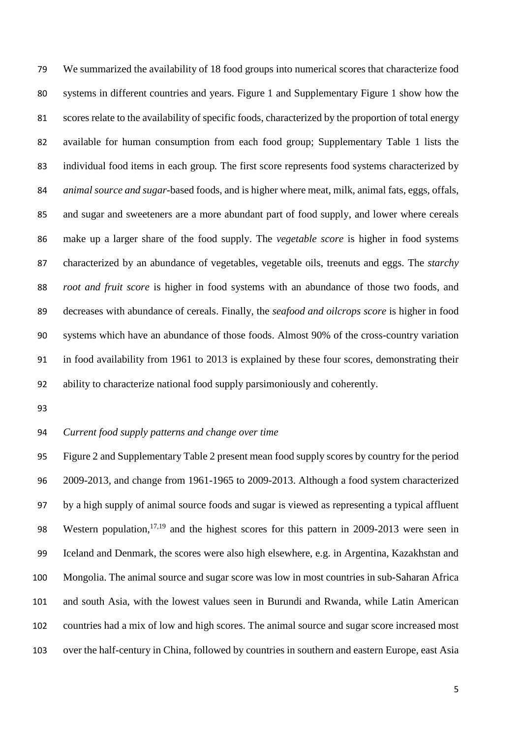We summarized the availability of 18 food groups into numerical scores that characterize food systems in different countries and years. Figure 1 and Supplementary Figure 1 show how the scores relate to the availability of specific foods, characterized by the proportion of total energy available for human consumption from each food group; Supplementary Table 1 lists the individual food items in each group. The first score represents food systems characterized by *animal source and sugar*-based foods, and is higher where meat, milk, animal fats, eggs, offals, and sugar and sweeteners are a more abundant part of food supply, and lower where cereals make up a larger share of the food supply. The *vegetable score* is higher in food systems characterized by an abundance of vegetables, vegetable oils, treenuts and eggs. The *starchy root and fruit score* is higher in food systems with an abundance of those two foods, and decreases with abundance of cereals. Finally, the *seafood and oilcrops score* is higher in food systems which have an abundance of those foods. Almost 90% of the cross-country variation in food availability from 1961 to 2013 is explained by these four scores, demonstrating their ability to characterize national food supply parsimoniously and coherently.

*Current food supply patterns and change over time*

Figure 2 and Supplementary Table 2 present mean food supply scores by country for the period 2009-2013, and change from 1961-1965 to 2009-2013. Although a food system characterized by a high supply of animal source foods and sugar is viewed as representing a typical affluent Western population,[17,19] and the highest scores for this pattern in 2009-2013 were seen in Iceland and Denmark, the scores were also high elsewhere, e.g. in Argentina, Kazakhstan and Mongolia. The animal source and sugar score was low in most countries in sub-Saharan Africa and south Asia, with the lowest values seen in Burundi and Rwanda, while Latin American countries had a mix of low and high scores. The animal source and sugar score increased most over the half-century in China, followed by countries in southern and eastern Europe, east Asia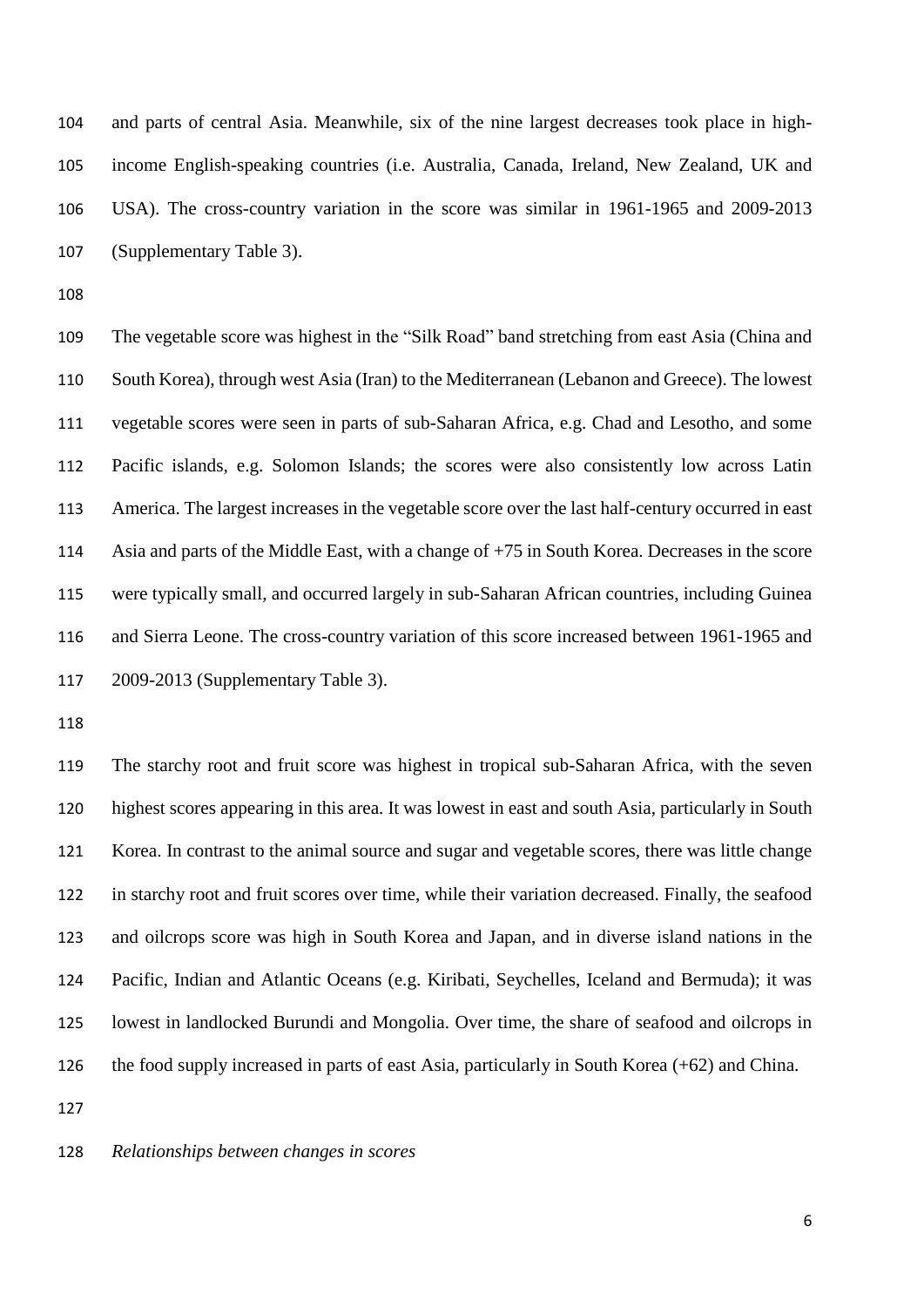and parts of central Asia. Meanwhile, six of the nine largest decreases took place in high-income English-speaking countries (i.e. Australia, Canada, Ireland, New Zealand, UK and USA). The cross-country variation in the score was similar in 1961-1965 and 2009-2013 (Supplementary Table 3).

The vegetable score was highest in the "Silk Road" band stretching from east Asia (China and South Korea), through west Asia (Iran) to the Mediterranean (Lebanon and Greece). The lowest vegetable scores were seen in parts of sub-Saharan Africa, e.g. Chad and Lesotho, and some Pacific islands, e.g. Solomon Islands; the scores were also consistently low across Latin America. The largest increases in the vegetable score over the last half-century occurred in east Asia and parts of the Middle East, with a change of +75 in South Korea. Decreases in the score were typically small, and occurred largely in sub-Saharan African countries, including Guinea and Sierra Leone. The cross-country variation of this score increased between 1961-1965 and 2009-2013 (Supplementary Table 3).

The starchy root and fruit score was highest in tropical sub-Saharan Africa, with the seven highest scores appearing in this area. It was lowest in east and south Asia, particularly in South Korea. In contrast to the animal source and sugar and vegetable scores, there was little change in starchy root and fruit scores over time, while their variation decreased. Finally, the seafood and oilcrops score was high in South Korea and Japan, and in diverse island nations in the Pacific, Indian and Atlantic Oceans (e.g. Kiribati, Seychelles, Iceland and Bermuda); it was lowest in landlocked Burundi and Mongolia. Over time, the share of seafood and oilcrops in the food supply increased in parts of east Asia, particularly in South Korea (+62) and China.

*Relationships between changes in scores*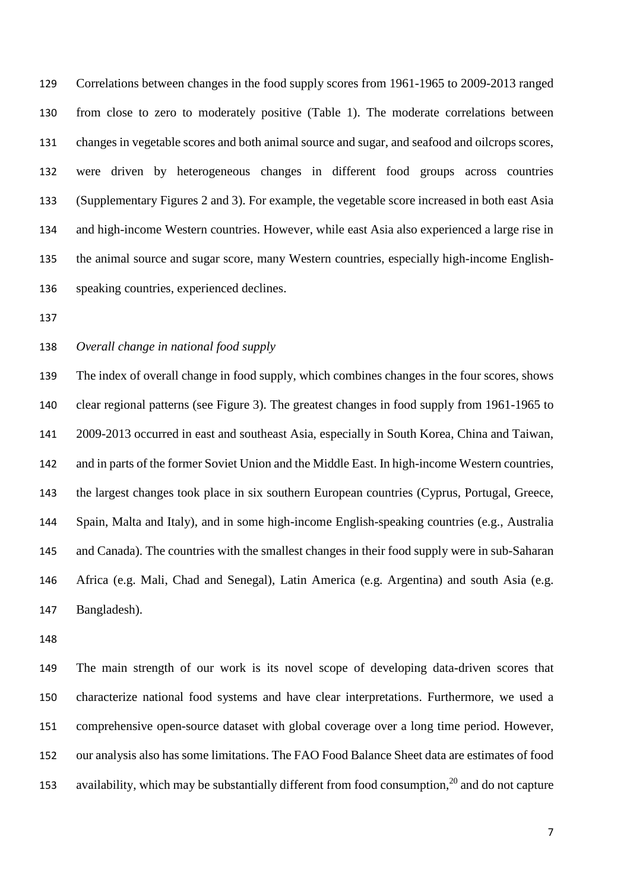Correlations between changes in the food supply scores from 1961-1965 to 2009-2013 ranged from close to zero to moderately positive (Table 1). The moderate correlations between changes in vegetable scores and both animal source and sugar, and seafood and oilcrops scores, were driven by heterogeneous changes in different food groups across countries (Supplementary Figures 2 and 3). For example, the vegetable score increased in both east Asia and high-income Western countries. However, while east Asia also experienced a large rise in the animal source and sugar score, many Western countries, especially high-income English-speaking countries, experienced declines.

*Overall change in national food supply*

The index of overall change in food supply, which combines changes in the four scores, shows clear regional patterns (see Figure 3). The greatest changes in food supply from 1961-1965 to 2009-2013 occurred in east and southeast Asia, especially in South Korea, China and Taiwan, and in parts of the former Soviet Union and the Middle East. In high-income Western countries, the largest changes took place in six southern European countries (Cyprus, Portugal, Greece, Spain, Malta and Italy), and in some high-income English-speaking countries (e.g., Australia and Canada). The countries with the smallest changes in their food supply were in sub-Saharan Africa (e.g. Mali, Chad and Senegal), Latin America (e.g. Argentina) and south Asia (e.g. Bangladesh).

The main strength of our work is its novel scope of developing data-driven scores that characterize national food systems and have clear interpretations. Furthermore, we used a comprehensive open-source dataset with global coverage over a long time period. However, our analysis also has some limitations. The FAO Food Balance Sheet data are estimates of food availability, which may be substantially different from food consumption,[20] and do not capture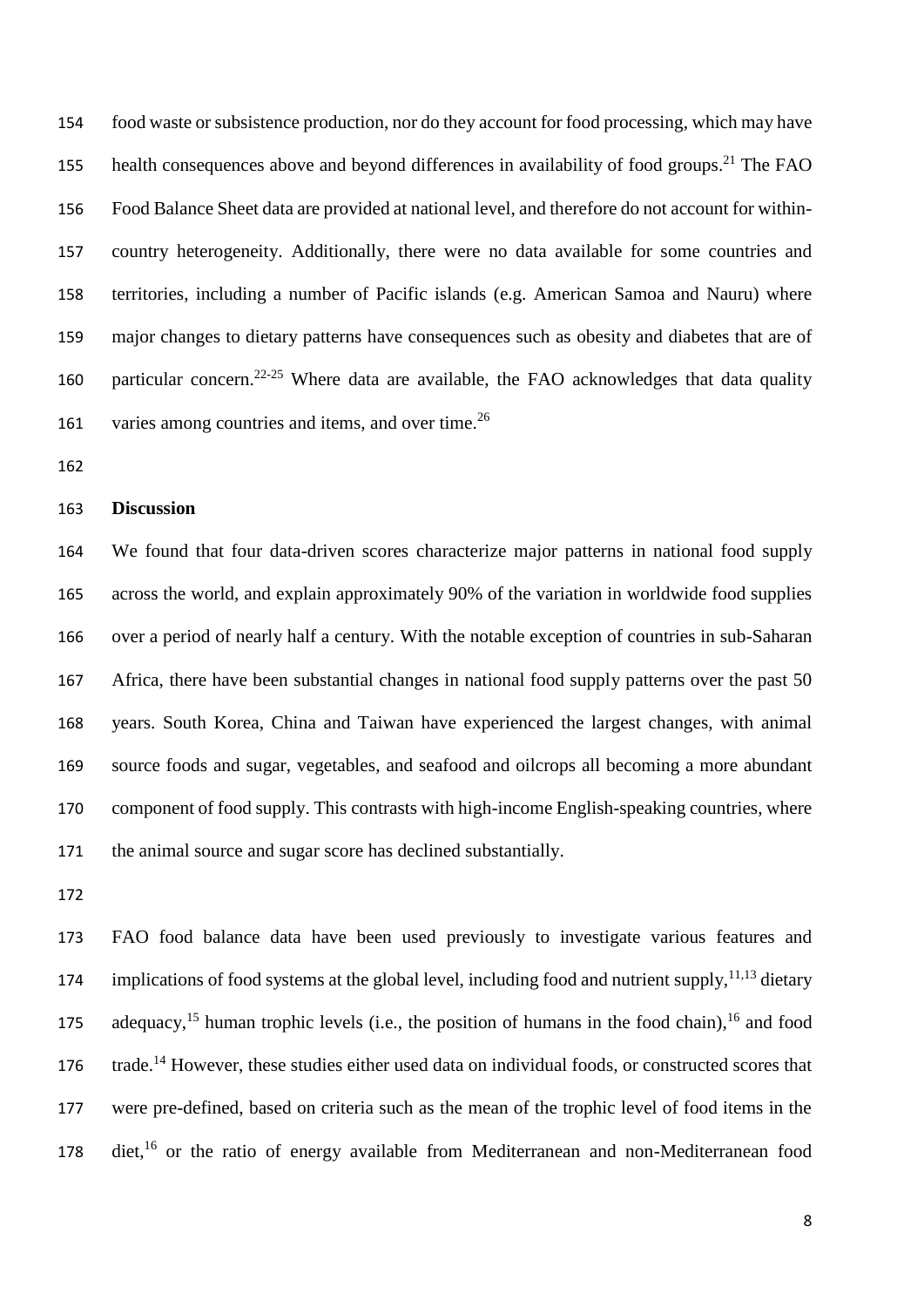food waste or subsistence production, nor do they account for food processing, which may have health consequences above and beyond differences in availability of food groups.[21] The FAO Food Balance Sheet data are provided at national level, and therefore do not account for within-country heterogeneity. Additionally, there were no data available for some countries and territories, including a number of Pacific islands (e.g. American Samoa and Nauru) where major changes to dietary patterns have consequences such as obesity and diabetes that are of particular concern.[22-25] Where data are available, the FAO acknowledges that data quality varies among countries and items, and over time.[26]

## Discussion

We found that four data-driven scores characterize major patterns in national food supply across the world, and explain approximately 90% of the variation in worldwide food supplies over a period of nearly half a century. With the notable exception of countries in sub-Saharan Africa, there have been substantial changes in national food supply patterns over the past 50 years. South Korea, China and Taiwan have experienced the largest changes, with animal source foods and sugar, vegetables, and seafood and oilcrops all becoming a more abundant component of food supply. This contrasts with high-income English-speaking countries, where the animal source and sugar score has declined substantially.

FAO food balance data have been used previously to investigate various features and implications of food systems at the global level, including food and nutrient supply,[11,13] dietary adequacy,[15] human trophic levels (i.e., the position of humans in the food chain),[16] and food trade.[14] However, these studies either used data on individual foods, or constructed scores that were pre-defined, based on criteria such as the mean of the trophic level of food items in the diet,[16] or the ratio of energy available from Mediterranean and non-Mediterranean food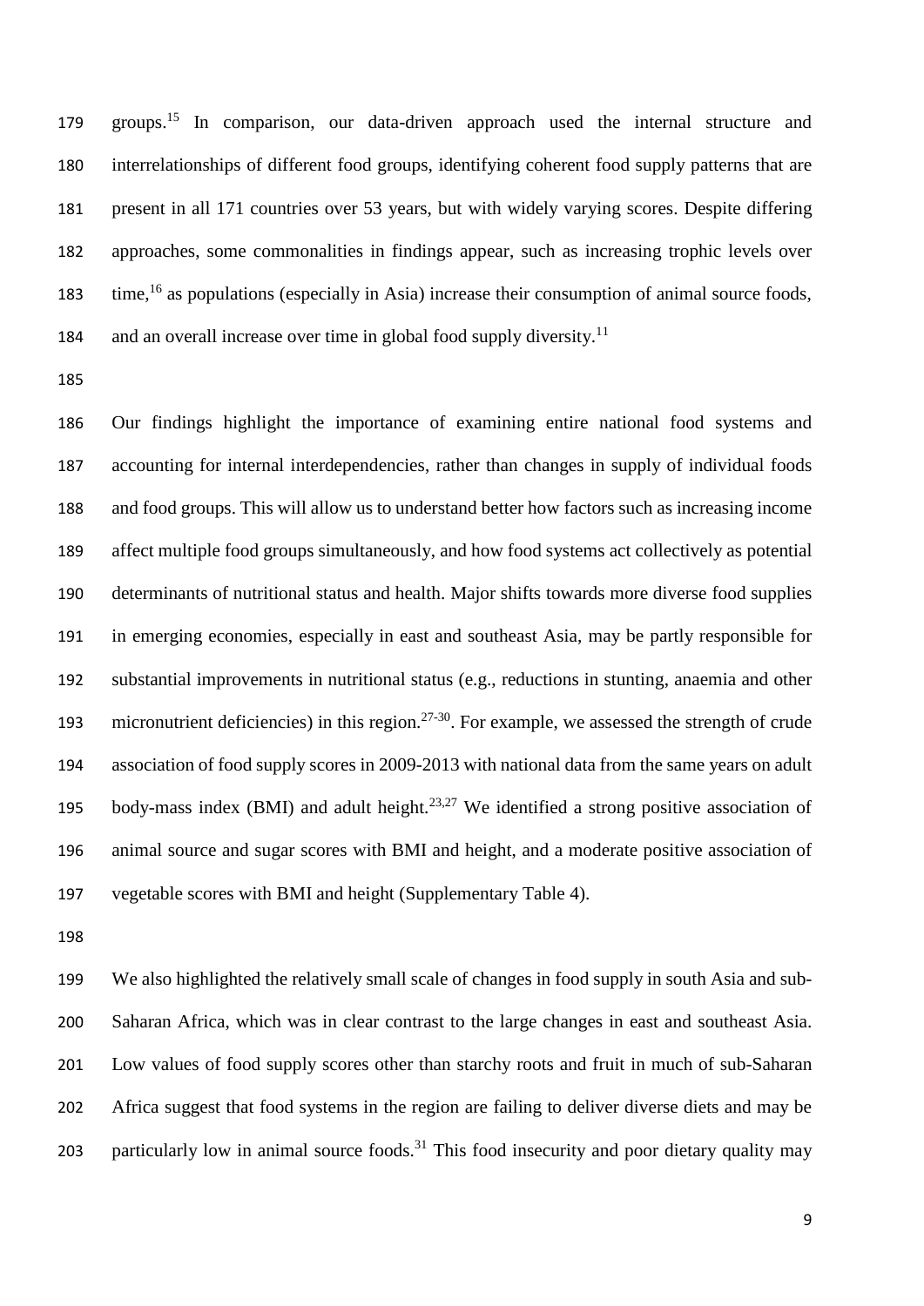groups.[15] In comparison, our data-driven approach used the internal structure and interrelationships of different food groups, identifying coherent food supply patterns that are present in all 171 countries over 53 years, but with widely varying scores. Despite differing approaches, some commonalities in findings appear, such as increasing trophic levels over time,[16] as populations (especially in Asia) increase their consumption of animal source foods, and an overall increase over time in global food supply diversity.[11]

Our findings highlight the importance of examining entire national food systems and accounting for internal interdependencies, rather than changes in supply of individual foods and food groups. This will allow us to understand better how factors such as increasing income affect multiple food groups simultaneously, and how food systems act collectively as potential determinants of nutritional status and health. Major shifts towards more diverse food supplies in emerging economies, especially in east and southeast Asia, may be partly responsible for substantial improvements in nutritional status (e.g., reductions in stunting, anaemia and other micronutrient deficiencies) in this region.[27-30]. For example, we assessed the strength of crude association of food supply scores in 2009-2013 with national data from the same years on adult body-mass index (BMI) and adult height.[23,27] We identified a strong positive association of animal source and sugar scores with BMI and height, and a moderate positive association of vegetable scores with BMI and height (Supplementary Table 4).

We also highlighted the relatively small scale of changes in food supply in south Asia and sub-Saharan Africa, which was in clear contrast to the large changes in east and southeast Asia. Low values of food supply scores other than starchy roots and fruit in much of sub-Saharan Africa suggest that food systems in the region are failing to deliver diverse diets and may be particularly low in animal source foods.[31] This food insecurity and poor dietary quality may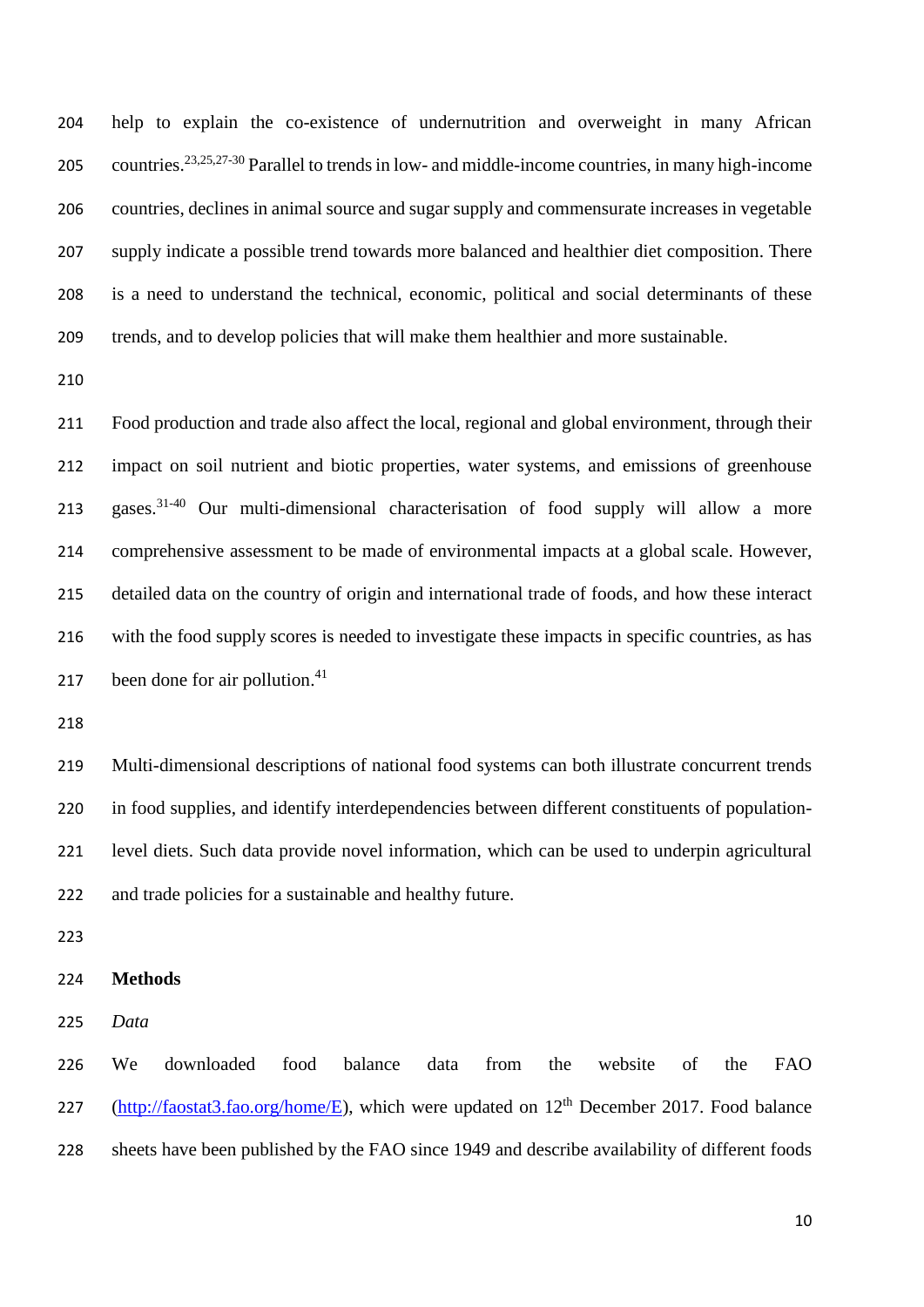help to explain the co-existence of undernutrition and overweight in many African countries.[23,25,27-30] Parallel to trends in low- and middle-income countries, in many high-income countries, declines in animal source and sugar supply and commensurate increases in vegetable supply indicate a possible trend towards more balanced and healthier diet composition. There is a need to understand the technical, economic, political and social determinants of these trends, and to develop policies that will make them healthier and more sustainable.

Food production and trade also affect the local, regional and global environment, through their impact on soil nutrient and biotic properties, water systems, and emissions of greenhouse gases.[31-40] Our multi-dimensional characterisation of food supply will allow a more comprehensive assessment to be made of environmental impacts at a global scale. However, detailed data on the country of origin and international trade of foods, and how these interact with the food supply scores is needed to investigate these impacts in specific countries, as has been done for air pollution.[41]

Multi-dimensional descriptions of national food systems can both illustrate concurrent trends in food supplies, and identify interdependencies between different constituents of population-level diets. Such data provide novel information, which can be used to underpin agricultural and trade policies for a sustainable and healthy future.

## Methods

### *Data*

We downloaded food balance data from the website of the FAO (http://faostat3.fao.org/home/E), which were updated on 12th December 2017. Food balance sheets have been published by the FAO since 1949 and describe availability of different foods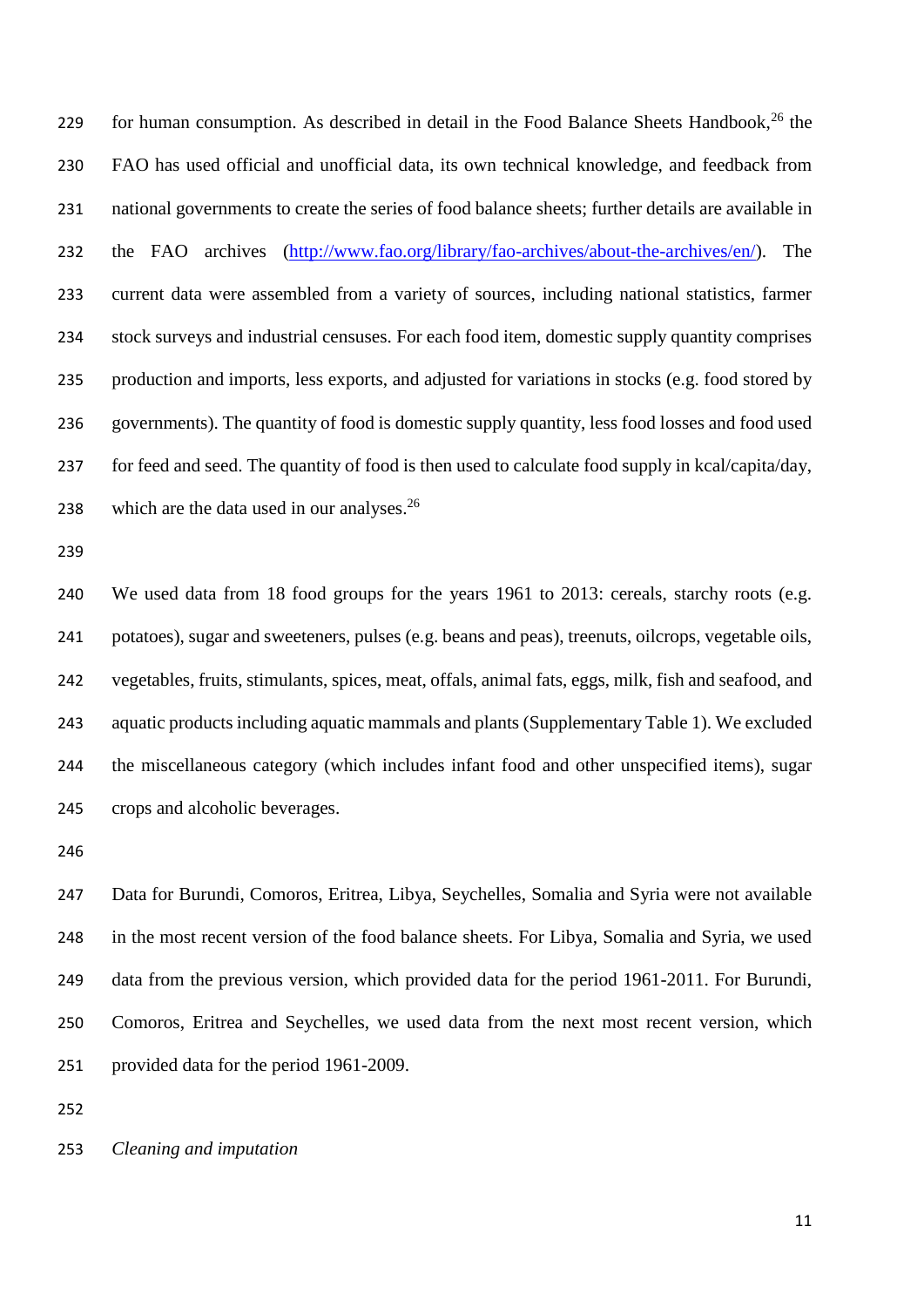for human consumption. As described in detail in the Food Balance Sheets Handbook,[26] the FAO has used official and unofficial data, its own technical knowledge, and feedback from national governments to create the series of food balance sheets; further details are available in the FAO archives (http://www.fao.org/library/fao-archives/about-the-archives/en/). The current data were assembled from a variety of sources, including national statistics, farmer stock surveys and industrial censuses. For each food item, domestic supply quantity comprises production and imports, less exports, and adjusted for variations in stocks (e.g. food stored by governments). The quantity of food is domestic supply quantity, less food losses and food used for feed and seed. The quantity of food is then used to calculate food supply in kcal/capita/day, which are the data used in our analyses.[26]

We used data from 18 food groups for the years 1961 to 2013: cereals, starchy roots (e.g. potatoes), sugar and sweeteners, pulses (e.g. beans and peas), treenuts, oilcrops, vegetable oils, vegetables, fruits, stimulants, spices, meat, offals, animal fats, eggs, milk, fish and seafood, and aquatic products including aquatic mammals and plants (Supplementary Table 1). We excluded the miscellaneous category (which includes infant food and other unspecified items), sugar crops and alcoholic beverages.

Data for Burundi, Comoros, Eritrea, Libya, Seychelles, Somalia and Syria were not available in the most recent version of the food balance sheets. For Libya, Somalia and Syria, we used data from the previous version, which provided data for the period 1961-2011. For Burundi, Comoros, Eritrea and Seychelles, we used data from the next most recent version, which provided data for the period 1961-2009.

*Cleaning and imputation*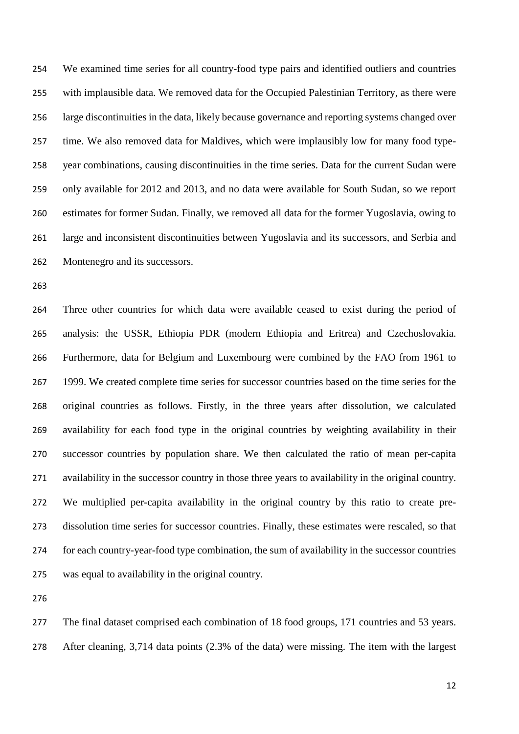We examined time series for all country-food type pairs and identified outliers and countries with implausible data. We removed data for the Occupied Palestinian Territory, as there were large discontinuities in the data, likely because governance and reporting systems changed over time. We also removed data for Maldives, which were implausibly low for many food type-year combinations, causing discontinuities in the time series. Data for the current Sudan were only available for 2012 and 2013, and no data were available for South Sudan, so we report estimates for former Sudan. Finally, we removed all data for the former Yugoslavia, owing to large and inconsistent discontinuities between Yugoslavia and its successors, and Serbia and Montenegro and its successors.

Three other countries for which data were available ceased to exist during the period of analysis: the USSR, Ethiopia PDR (modern Ethiopia and Eritrea) and Czechoslovakia. Furthermore, data for Belgium and Luxembourg were combined by the FAO from 1961 to 1999. We created complete time series for successor countries based on the time series for the original countries as follows. Firstly, in the three years after dissolution, we calculated availability for each food type in the original countries by weighting availability in their successor countries by population share. We then calculated the ratio of mean per-capita availability in the successor country in those three years to availability in the original country. We multiplied per-capita availability in the original country by this ratio to create pre-dissolution time series for successor countries. Finally, these estimates were rescaled, so that for each country-year-food type combination, the sum of availability in the successor countries was equal to availability in the original country.

The final dataset comprised each combination of 18 food groups, 171 countries and 53 years. After cleaning, 3,714 data points (2.3% of the data) were missing. The item with the largest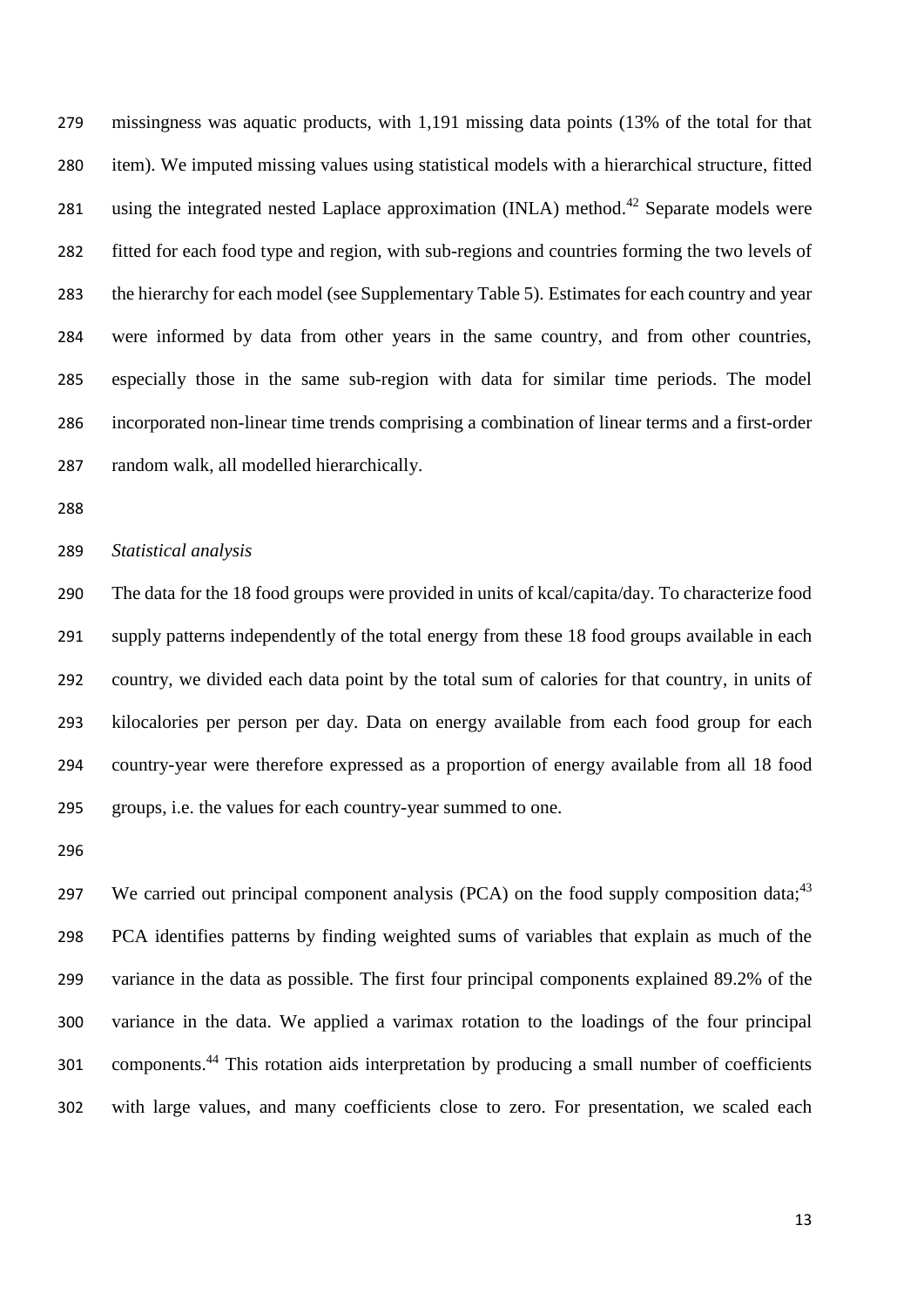missingness was aquatic products, with 1,191 missing data points (13% of the total for that item). We imputed missing values using statistical models with a hierarchical structure, fitted using the integrated nested Laplace approximation (INLA) method.[42] Separate models were fitted for each food type and region, with sub-regions and countries forming the two levels of the hierarchy for each model (see Supplementary Table 5). Estimates for each country and year were informed by data from other years in the same country, and from other countries, especially those in the same sub-region with data for similar time periods. The model incorporated non-linear time trends comprising a combination of linear terms and a first-order random walk, all modelled hierarchically.

*Statistical analysis*

The data for the 18 food groups were provided in units of kcal/capita/day. To characterize food supply patterns independently of the total energy from these 18 food groups available in each country, we divided each data point by the total sum of calories for that country, in units of kilocalories per person per day. Data on energy available from each food group for each country-year were therefore expressed as a proportion of energy available from all 18 food groups, i.e. the values for each country-year summed to one.

We carried out principal component analysis (PCA) on the food supply composition data;[43] PCA identifies patterns by finding weighted sums of variables that explain as much of the variance in the data as possible. The first four principal components explained 89.2% of the variance in the data. We applied a varimax rotation to the loadings of the four principal components.[44] This rotation aids interpretation by producing a small number of coefficients with large values, and many coefficients close to zero. For presentation, we scaled each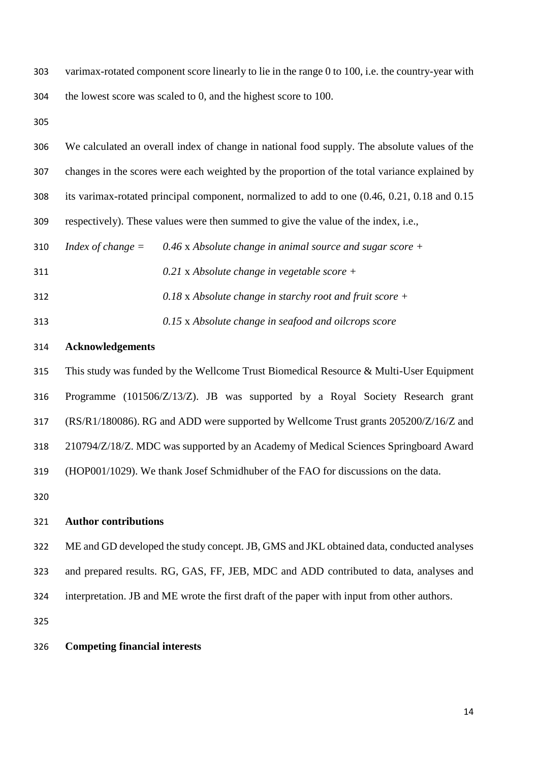varimax-rotated component score linearly to lie in the range 0 to 100, i.e. the country-year with the lowest score was scaled to 0, and the highest score to 100.

We calculated an overall index of change in national food supply. The absolute values of the changes in the scores were each weighted by the proportion of the total variance explained by its varimax-rotated principal component, normalized to add to one (0.46, 0.21, 0.18 and 0.15 respectively). These values were then summed to give the value of the index, i.e.,

*Index of change =* *0.46* x *Absolute change in animal source and sugar score +*
*0.21* x *Absolute change in vegetable score +*
*0.18* x *Absolute change in starchy root and fruit score +*
*0.15* x *Absolute change in seafood and oilcrops score*

## Acknowledgements

This study was funded by the Wellcome Trust Biomedical Resource & Multi-User Equipment Programme (101506/Z/13/Z). JB was supported by a Royal Society Research grant (RS/R1/180086). RG and ADD were supported by Wellcome Trust grants 205200/Z/16/Z and 210794/Z/18/Z. MDC was supported by an Academy of Medical Sciences Springboard Award (HOP001/1029). We thank Josef Schmidhuber of the FAO for discussions on the data.

## Author contributions

ME and GD developed the study concept. JB, GMS and JKL obtained data, conducted analyses and prepared results. RG, GAS, FF, JEB, MDC and ADD contributed to data, analyses and interpretation. JB and ME wrote the first draft of the paper with input from other authors.

## Competing financial interests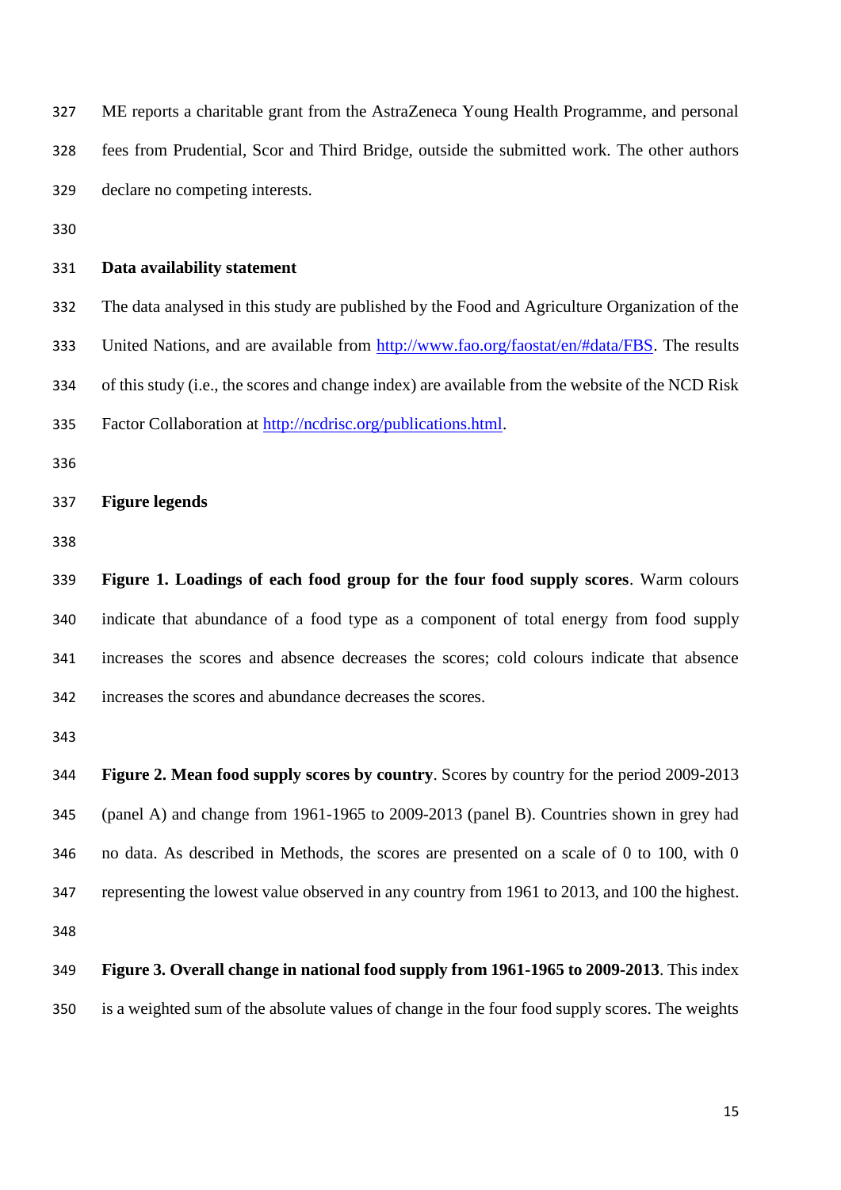ME reports a charitable grant from the AstraZeneca Young Health Programme, and personal fees from Prudential, Scor and Third Bridge, outside the submitted work. The other authors declare no competing interests.

## Data availability statement

The data analysed in this study are published by the Food and Agriculture Organization of the United Nations, and are available from http://www.fao.org/faostat/en/#data/FBS. The results of this study (i.e., the scores and change index) are available from the website of the NCD Risk Factor Collaboration at http://ncdrisc.org/publications.html.

## Figure legends

**Figure 1. Loadings of each food group for the four food supply scores**. Warm colours indicate that abundance of a food type as a component of total energy from food supply increases the scores and absence decreases the scores; cold colours indicate that absence increases the scores and abundance decreases the scores.

**Figure 2. Mean food supply scores by country**. Scores by country for the period 2009-2013 (panel A) and change from 1961-1965 to 2009-2013 (panel B). Countries shown in grey had no data. As described in Methods, the scores are presented on a scale of 0 to 100, with 0 representing the lowest value observed in any country from 1961 to 2013, and 100 the highest.

**Figure 3. Overall change in national food supply from 1961-1965 to 2009-2013**. This index is a weighted sum of the absolute values of change in the four food supply scores. The weights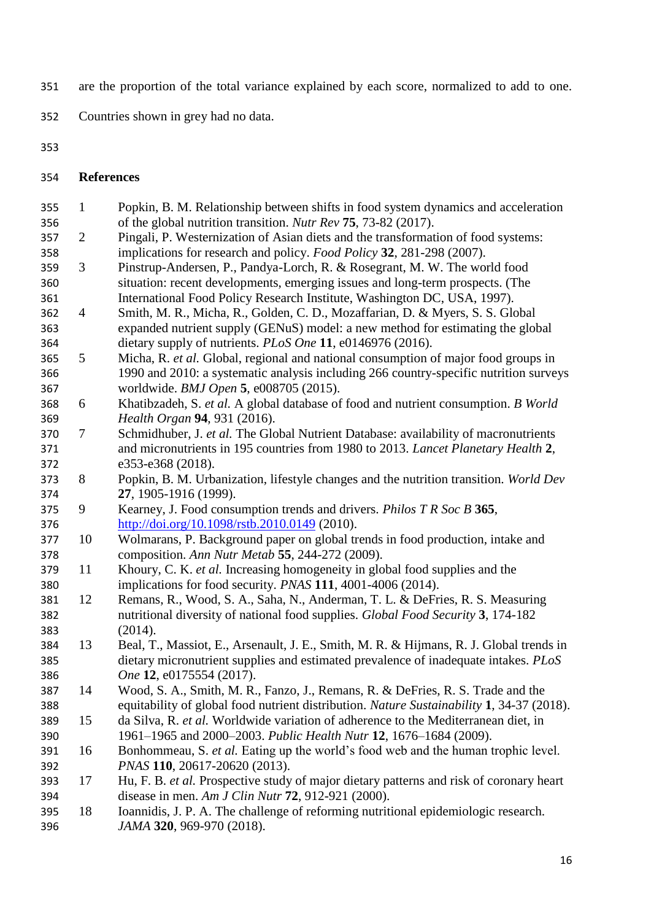are the proportion of the total variance explained by each score, normalized to add to one. Countries shown in grey had no data.

## References

1. Popkin, B. M. Relationship between shifts in food system dynamics and acceleration of the global nutrition transition. *Nutr Rev* **75**, 73-82 (2017).
2. Pingali, P. Westernization of Asian diets and the transformation of food systems: implications for research and policy. *Food Policy* **32**, 281-298 (2007).
3. Pinstrup-Andersen, P., Pandya-Lorch, R. & Rosegrant, M. W. The world food situation: recent developments, emerging issues and long-term prospects. (The International Food Policy Research Institute, Washington DC, USA, 1997).
4. Smith, M. R., Micha, R., Golden, C. D., Mozaffarian, D. & Myers, S. S. Global expanded nutrient supply (GENuS) model: a new method for estimating the global dietary supply of nutrients. *PLoS One* **11**, e0146976 (2016).
5. Micha, R. *et al.* Global, regional and national consumption of major food groups in 1990 and 2010: a systematic analysis including 266 country-specific nutrition surveys worldwide. *BMJ Open* **5**, e008705 (2015).
6. Khatibzadeh, S. *et al.* A global database of food and nutrient consumption. *B World Health Organ* **94**, 931 (2016).
7. Schmidhuber, J. *et al.* The Global Nutrient Database: availability of macronutrients and micronutrients in 195 countries from 1980 to 2013. *Lancet Planetary Health* **2**, e353-e368 (2018).
8. Popkin, B. M. Urbanization, lifestyle changes and the nutrition transition. *World Dev* **27**, 1905-1916 (1999).
9. Kearney, J. Food consumption trends and drivers. *Philos T R Soc B* **365**, http://doi.org/10.1098/rstb.2010.0149 (2010).
10. Wolmarans, P. Background paper on global trends in food production, intake and composition. *Ann Nutr Metab* **55**, 244-272 (2009).
11. Khoury, C. K. *et al.* Increasing homogeneity in global food supplies and the implications for food security. *PNAS* **111**, 4001-4006 (2014).
12. Remans, R., Wood, S. A., Saha, N., Anderman, T. L. & DeFries, R. S. Measuring nutritional diversity of national food supplies. *Global Food Security* **3**, 174-182 (2014).
13. Beal, T., Massiot, E., Arsenault, J. E., Smith, M. R. & Hijmans, R. J. Global trends in dietary micronutrient supplies and estimated prevalence of inadequate intakes. *PLoS One* **12**, e0175554 (2017).
14. Wood, S. A., Smith, M. R., Fanzo, J., Remans, R. & DeFries, R. S. Trade and the equitability of global food nutrient distribution. *Nature Sustainability* **1**, 34-37 (2018).
15. da Silva, R. *et al.* Worldwide variation of adherence to the Mediterranean diet, in 1961–1965 and 2000–2003. *Public Health Nutr* **12**, 1676–1684 (2009).
16. Bonhommeau, S. *et al.* Eating up the world's food web and the human trophic level. *PNAS* **110**, 20617-20620 (2013).
17. Hu, F. B. *et al.* Prospective study of major dietary patterns and risk of coronary heart disease in men. *Am J Clin Nutr* **72**, 912-921 (2000).
18. Ioannidis, J. P. A. The challenge of reforming nutritional epidemiologic research. *JAMA* **320**, 969-970 (2018).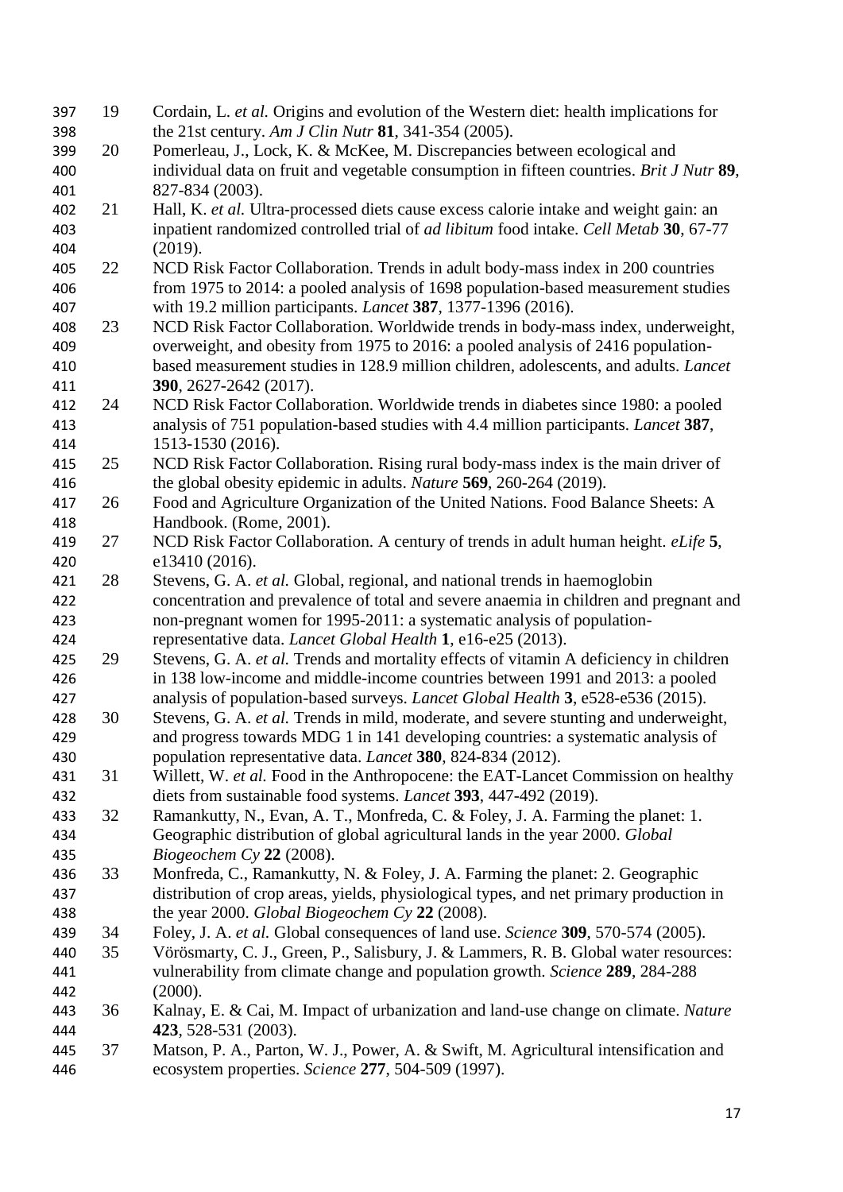19. Cordain, L. *et al.* Origins and evolution of the Western diet: health implications for the 21st century. *Am J Clin Nutr* **81**, 341-354 (2005).
20. Pomerleau, J., Lock, K. & McKee, M. Discrepancies between ecological and individual data on fruit and vegetable consumption in fifteen countries. *Brit J Nutr* **89**, 827-834 (2003).
21. Hall, K. *et al.* Ultra-processed diets cause excess calorie intake and weight gain: an inpatient randomized controlled trial of *ad libitum* food intake. *Cell Metab* **30**, 67-77 (2019).
22. NCD Risk Factor Collaboration. Trends in adult body-mass index in 200 countries from 1975 to 2014: a pooled analysis of 1698 population-based measurement studies with 19.2 million participants. *Lancet* **387**, 1377-1396 (2016).
23. NCD Risk Factor Collaboration. Worldwide trends in body-mass index, underweight, overweight, and obesity from 1975 to 2016: a pooled analysis of 2416 population-based measurement studies in 128.9 million children, adolescents, and adults. *Lancet* **390**, 2627-2642 (2017).
24. NCD Risk Factor Collaboration. Worldwide trends in diabetes since 1980: a pooled analysis of 751 population-based studies with 4.4 million participants. *Lancet* **387**, 1513-1530 (2016).
25. NCD Risk Factor Collaboration. Rising rural body-mass index is the main driver of the global obesity epidemic in adults. *Nature* **569**, 260-264 (2019).
26. Food and Agriculture Organization of the United Nations. Food Balance Sheets: A Handbook. (Rome, 2001).
27. NCD Risk Factor Collaboration. A century of trends in adult human height. *eLife* **5**, e13410 (2016).
28. Stevens, G. A. *et al.* Global, regional, and national trends in haemoglobin concentration and prevalence of total and severe anaemia in children and pregnant and non-pregnant women for 1995-2011: a systematic analysis of population-representative data. *Lancet Global Health* **1**, e16-e25 (2013).
29. Stevens, G. A. *et al.* Trends and mortality effects of vitamin A deficiency in children in 138 low-income and middle-income countries between 1991 and 2013: a pooled analysis of population-based surveys. *Lancet Global Health* **3**, e528-e536 (2015).
30. Stevens, G. A. *et al.* Trends in mild, moderate, and severe stunting and underweight, and progress towards MDG 1 in 141 developing countries: a systematic analysis of population representative data. *Lancet* **380**, 824-834 (2012).
31. Willett, W. *et al.* Food in the Anthropocene: the EAT-Lancet Commission on healthy diets from sustainable food systems. *Lancet* **393**, 447-492 (2019).
32. Ramankutty, N., Evan, A. T., Monfreda, C. & Foley, J. A. Farming the planet: 1. Geographic distribution of global agricultural lands in the year 2000. *Global Biogeochem Cy* **22** (2008).
33. Monfreda, C., Ramankutty, N. & Foley, J. A. Farming the planet: 2. Geographic distribution of crop areas, yields, physiological types, and net primary production in the year 2000. *Global Biogeochem Cy* **22** (2008).
34. Foley, J. A. *et al.* Global consequences of land use. *Science* **309**, 570-574 (2005).
35. Vörösmarty, C. J., Green, P., Salisbury, J. & Lammers, R. B. Global water resources: vulnerability from climate change and population growth. *Science* **289**, 284-288 (2000).
36. Kalnay, E. & Cai, M. Impact of urbanization and land-use change on climate. *Nature* **423**, 528-531 (2003).
37. Matson, P. A., Parton, W. J., Power, A. & Swift, M. Agricultural intensification and ecosystem properties. *Science* **277**, 504-509 (1997).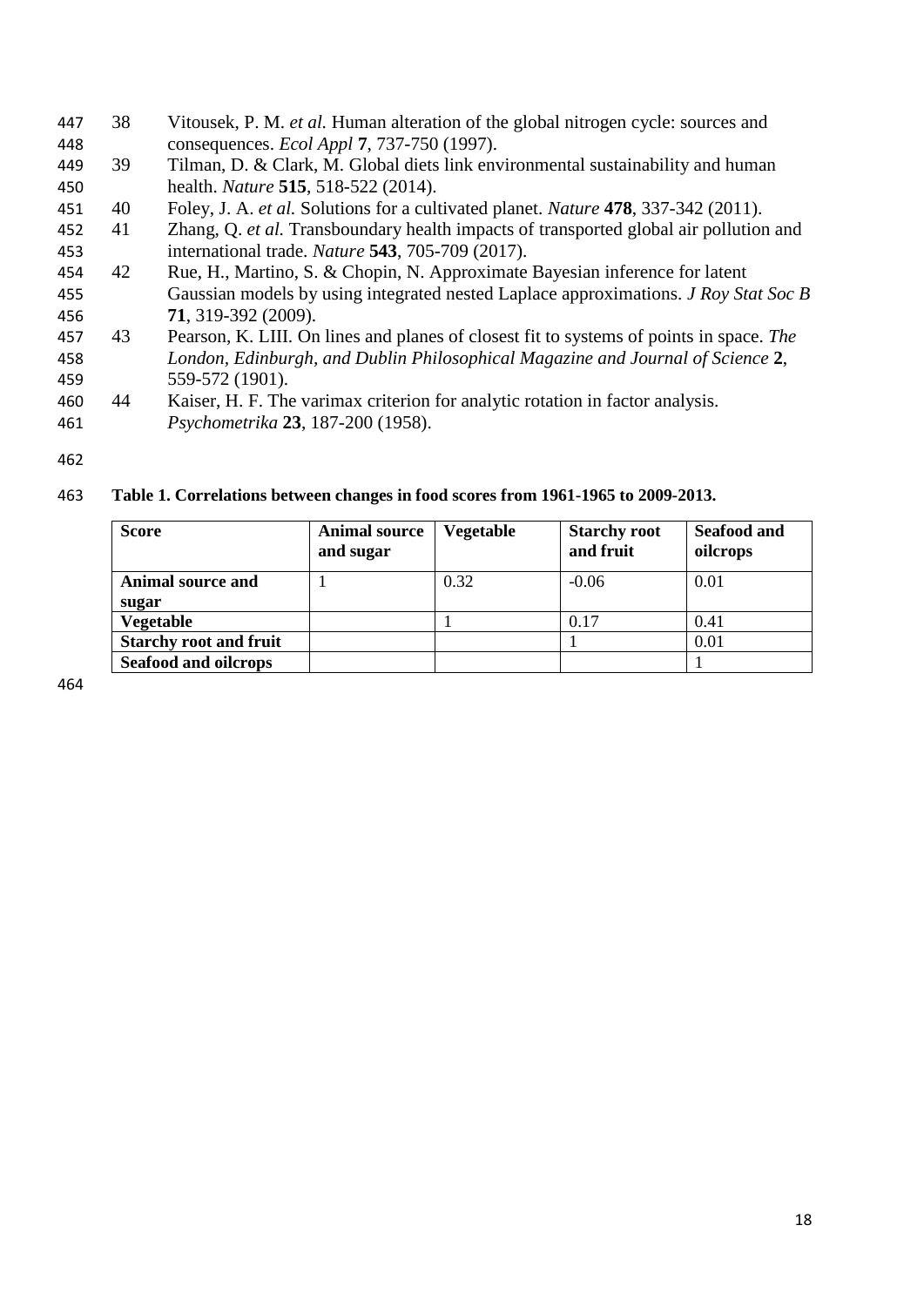38 Vitousek, P. M. *et al.* Human alteration of the global nitrogen cycle: sources and consequences. *Ecol Appl* **7**, 737-750 (1997).

39 Tilman, D. & Clark, M. Global diets link environmental sustainability and human health. *Nature* **515**, 518-522 (2014).

40 Foley, J. A. *et al.* Solutions for a cultivated planet. *Nature* **478**, 337-342 (2011).

41 Zhang, Q. *et al.* Transboundary health impacts of transported global air pollution and international trade. *Nature* **543**, 705-709 (2017).

42 Rue, H., Martino, S. & Chopin, N. Approximate Bayesian inference for latent Gaussian models by using integrated nested Laplace approximations. *J Roy Stat Soc B* **71**, 319-392 (2009).

43 Pearson, K. LIII. On lines and planes of closest fit to systems of points in space. *The London, Edinburgh, and Dublin Philosophical Magazine and Journal of Science* **2**, 559-572 (1901).

44 Kaiser, H. F. The varimax criterion for analytic rotation in factor analysis. *Psychometrika* **23**, 187-200 (1958).

**Table 1. Correlations between changes in food scores from 1961-1965 to 2009-2013.**

| Score | Animal source and sugar | Vegetable | Starchy root and fruit | Seafood and oilcrops |
|---|---|---|---|---|
| **Animal source and sugar** | 1 | 0.32 | -0.06 | 0.01 |
| **Vegetable** | | 1 | 0.17 | 0.41 |
| **Starchy root and fruit** | | | 1 | 0.01 |
| **Seafood and oilcrops** | | | | 1 |